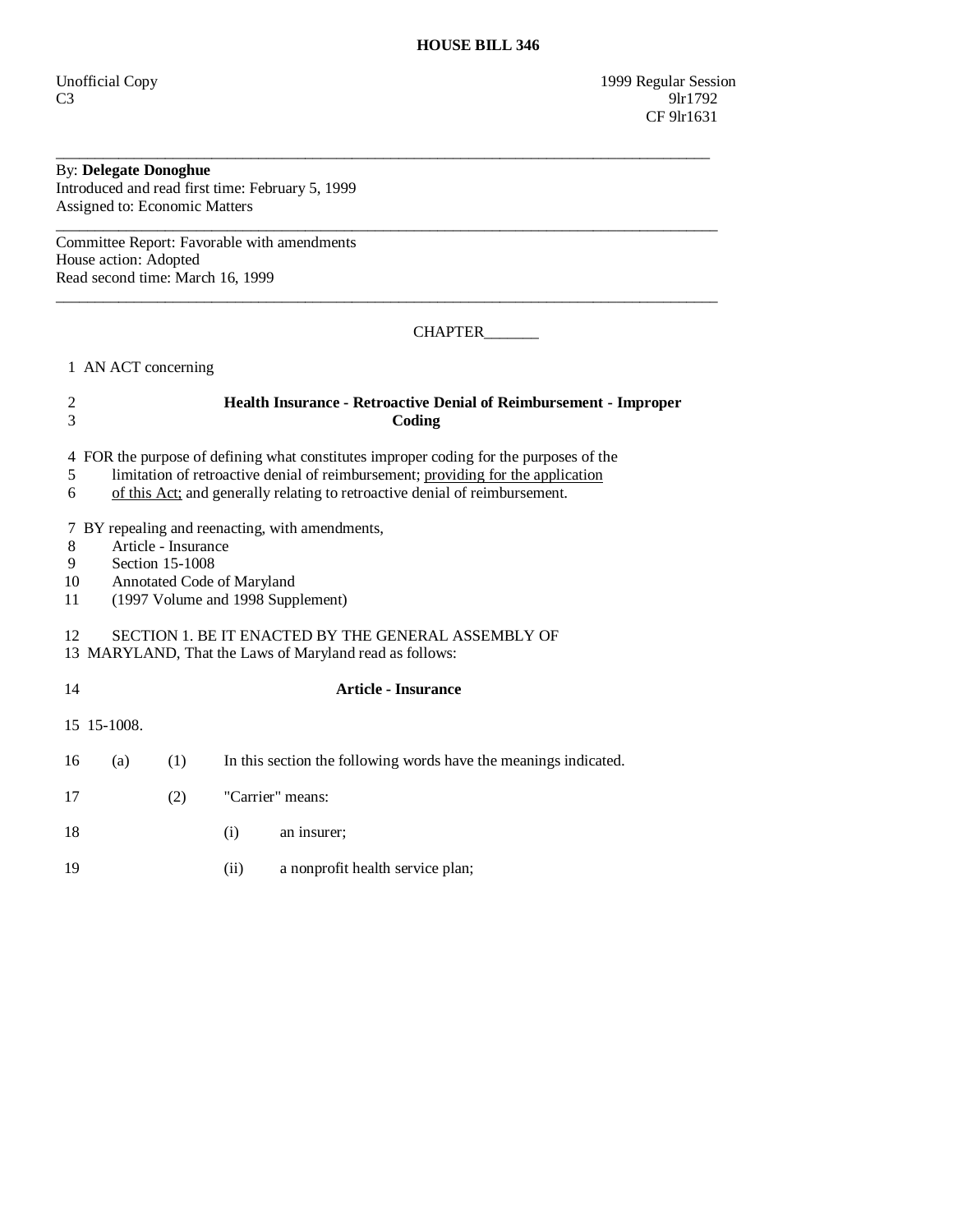# HOUSE BILL 346

Unofficial Copy
C3

1999 Regular Session
9lr1792
CF 9lr1631

---

By: **Delegate Donoghue**
Introduced and read first time: February 5, 1999
Assigned to: Economic Matters

---

Committee Report: Favorable with amendments
House action: Adopted
Read second time: March 16, 1999

---

CHAPTER_______

1 AN ACT concerning

2 **Health Insurance - Retroactive Denial of Reimbursement - Improper**
3 **Coding**

4 FOR the purpose of defining what constitutes improper coding for the purposes of the
5 limitation of retroactive denial of reimbursement; providing for the application
6 of this Act; and generally relating to retroactive denial of reimbursement.

7 BY repealing and reenacting, with amendments,
8 Article - Insurance
9 Section 15-1008
10 Annotated Code of Maryland
11 (1997 Volume and 1998 Supplement)

12 SECTION 1. BE IT ENACTED BY THE GENERAL ASSEMBLY OF
13 MARYLAND, That the Laws of Maryland read as follows:

14 **Article - Insurance**

15 15-1008.

16 (a) (1) In this section the following words have the meanings indicated.

17 (2) "Carrier" means:

18 (i) an insurer;

19 (ii) a nonprofit health service plan;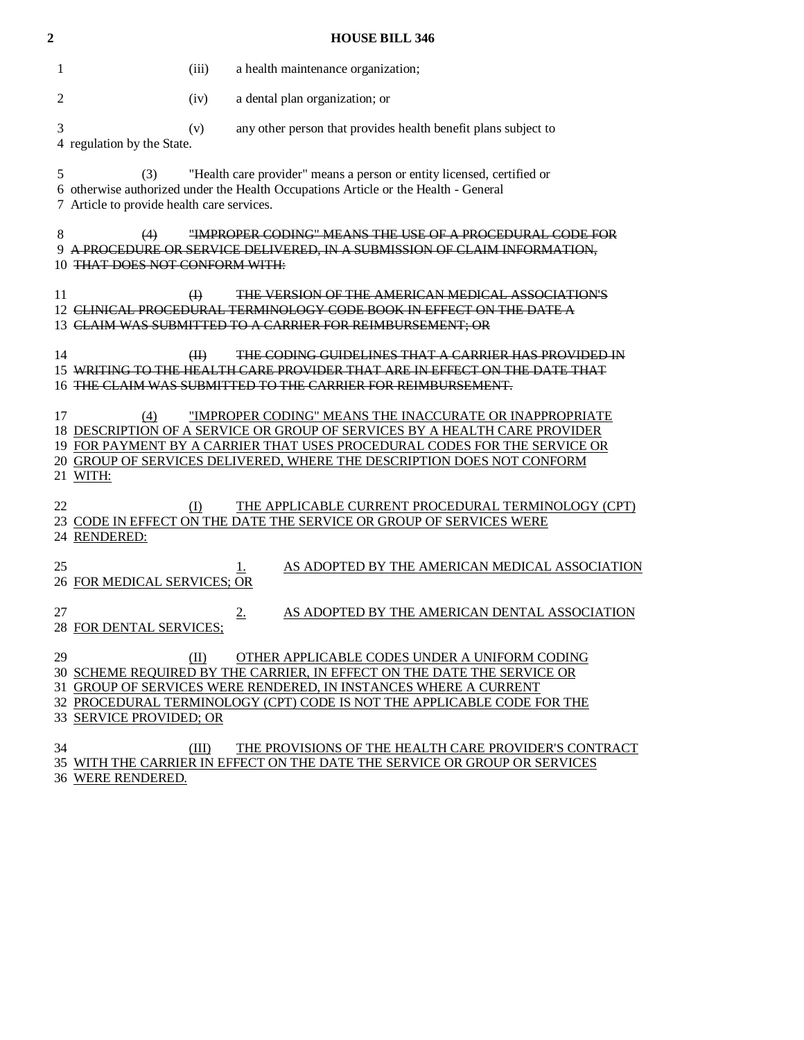(iii) a health maintenance organization;

(iv) a dental plan organization; or

(v) any other person that provides health benefit plans subject to regulation by the State.

(3) "Health care provider" means a person or entity licensed, certified or otherwise authorized under the Health Occupations Article or the Health - General Article to provide health care services.

~~(4) "IMPROPER CODING" MEANS THE USE OF A PROCEDURAL CODE FOR A PROCEDURE OR SERVICE DELIVERED, IN A SUBMISSION OF CLAIM INFORMATION, THAT DOES NOT CONFORM WITH:~~

~~(I) THE VERSION OF THE AMERICAN MEDICAL ASSOCIATION'S CLINICAL PROCEDURAL TERMINOLOGY CODE BOOK IN EFFECT ON THE DATE A CLAIM WAS SUBMITTED TO A CARRIER FOR REIMBURSEMENT; OR~~

~~(II) THE CODING GUIDELINES THAT A CARRIER HAS PROVIDED IN WRITING TO THE HEALTH CARE PROVIDER THAT ARE IN EFFECT ON THE DATE THAT THE CLAIM WAS SUBMITTED TO THE CARRIER FOR REIMBURSEMENT.~~

(4) "IMPROPER CODING" MEANS THE INACCURATE OR INAPPROPRIATE DESCRIPTION OF A SERVICE OR GROUP OF SERVICES BY A HEALTH CARE PROVIDER FOR PAYMENT BY A CARRIER THAT USES PROCEDURAL CODES FOR THE SERVICE OR GROUP OF SERVICES DELIVERED, WHERE THE DESCRIPTION DOES NOT CONFORM WITH:

(I) THE APPLICABLE CURRENT PROCEDURAL TERMINOLOGY (CPT) CODE IN EFFECT ON THE DATE THE SERVICE OR GROUP OF SERVICES WERE RENDERED:

1. AS ADOPTED BY THE AMERICAN MEDICAL ASSOCIATION FOR MEDICAL SERVICES; OR

2. AS ADOPTED BY THE AMERICAN DENTAL ASSOCIATION FOR DENTAL SERVICES;

(II) OTHER APPLICABLE CODES UNDER A UNIFORM CODING SCHEME REQUIRED BY THE CARRIER, IN EFFECT ON THE DATE THE SERVICE OR GROUP OF SERVICES WERE RENDERED, IN INSTANCES WHERE A CURRENT PROCEDURAL TERMINOLOGY (CPT) CODE IS NOT THE APPLICABLE CODE FOR THE SERVICE PROVIDED; OR

(III) THE PROVISIONS OF THE HEALTH CARE PROVIDER'S CONTRACT WITH THE CARRIER IN EFFECT ON THE DATE THE SERVICE OR GROUP OR SERVICES WERE RENDERED.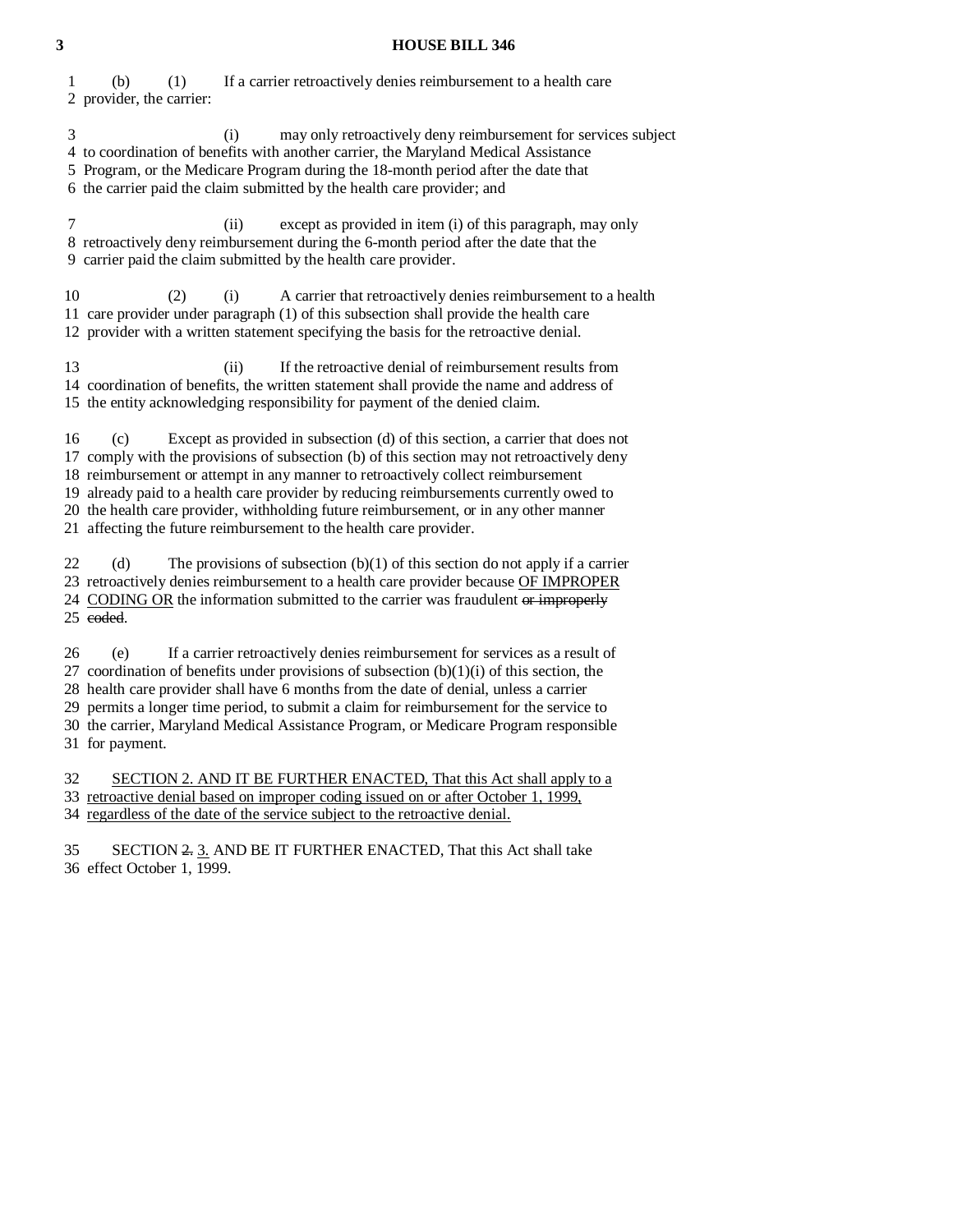(b) (1) If a carrier retroactively denies reimbursement to a health care provider, the carrier:

(i) may only retroactively deny reimbursement for services subject to coordination of benefits with another carrier, the Maryland Medical Assistance Program, or the Medicare Program during the 18-month period after the date that the carrier paid the claim submitted by the health care provider; and

(ii) except as provided in item (i) of this paragraph, may only retroactively deny reimbursement during the 6-month period after the date that the carrier paid the claim submitted by the health care provider.

(2) (i) A carrier that retroactively denies reimbursement to a health care provider under paragraph (1) of this subsection shall provide the health care provider with a written statement specifying the basis for the retroactive denial.

(ii) If the retroactive denial of reimbursement results from coordination of benefits, the written statement shall provide the name and address of the entity acknowledging responsibility for payment of the denied claim.

(c) Except as provided in subsection (d) of this section, a carrier that does not comply with the provisions of subsection (b) of this section may not retroactively deny reimbursement or attempt in any manner to retroactively collect reimbursement already paid to a health care provider by reducing reimbursements currently owed to the health care provider, withholding future reimbursement, or in any other manner affecting the future reimbursement to the health care provider.

(d) The provisions of subsection (b)(1) of this section do not apply if a carrier retroactively denies reimbursement to a health care provider because <u>OF IMPROPER CODING OR</u> the information submitted to the carrier was fraudulent ~~or improperly coded~~.

(e) If a carrier retroactively denies reimbursement for services as a result of coordination of benefits under provisions of subsection (b)(1)(i) of this section, the health care provider shall have 6 months from the date of denial, unless a carrier permits a longer time period, to submit a claim for reimbursement for the service to the carrier, Maryland Medical Assistance Program, or Medicare Program responsible for payment.

<u>SECTION 2. AND IT BE FURTHER ENACTED, That this Act shall apply to a retroactive denial based on improper coding issued on or after October 1, 1999, regardless of the date of the service subject to the retroactive denial.</u>

SECTION ~~2.~~ <u>3.</u> AND BE IT FURTHER ENACTED, That this Act shall take effect October 1, 1999.